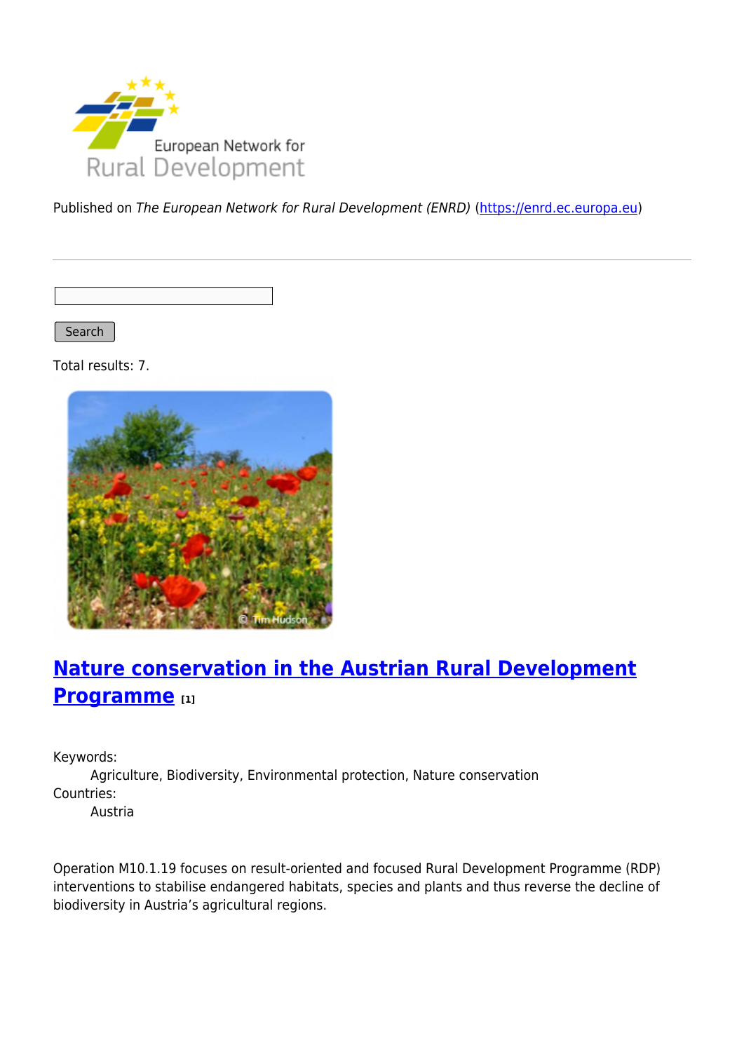Published on *The European Network for Rural Development (ENRD)* (https://enrd.ec.europa.eu)

Search

Total results: 7.

## Nature conservation in the Austrian Rural Development Programme [1]

Keywords:
Agriculture, Biodiversity, Environmental protection, Nature conservation

Countries:
Austria

Operation M10.1.19 focuses on result-oriented and focused Rural Development Programme (RDP) interventions to stabilise endangered habitats, species and plants and thus reverse the decline of biodiversity in Austria's agricultural regions.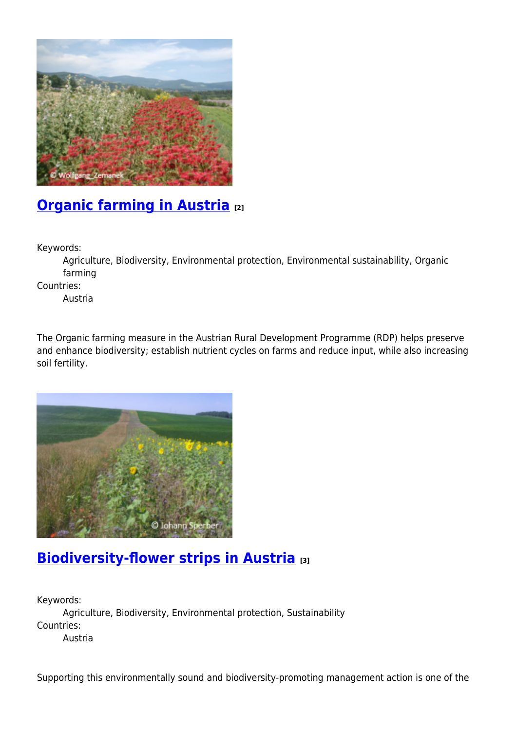## Organic farming in Austria [2]

Keywords:
: Agriculture, Biodiversity, Environmental protection, Environmental sustainability, Organic farming

Countries:
: Austria

The Organic farming measure in the Austrian Rural Development Programme (RDP) helps preserve and enhance biodiversity; establish nutrient cycles on farms and reduce input, while also increasing soil fertility.

## Biodiversity-flower strips in Austria [3]

Keywords:
: Agriculture, Biodiversity, Environmental protection, Sustainability

Countries:
: Austria

Supporting this environmentally sound and biodiversity-promoting management action is one of the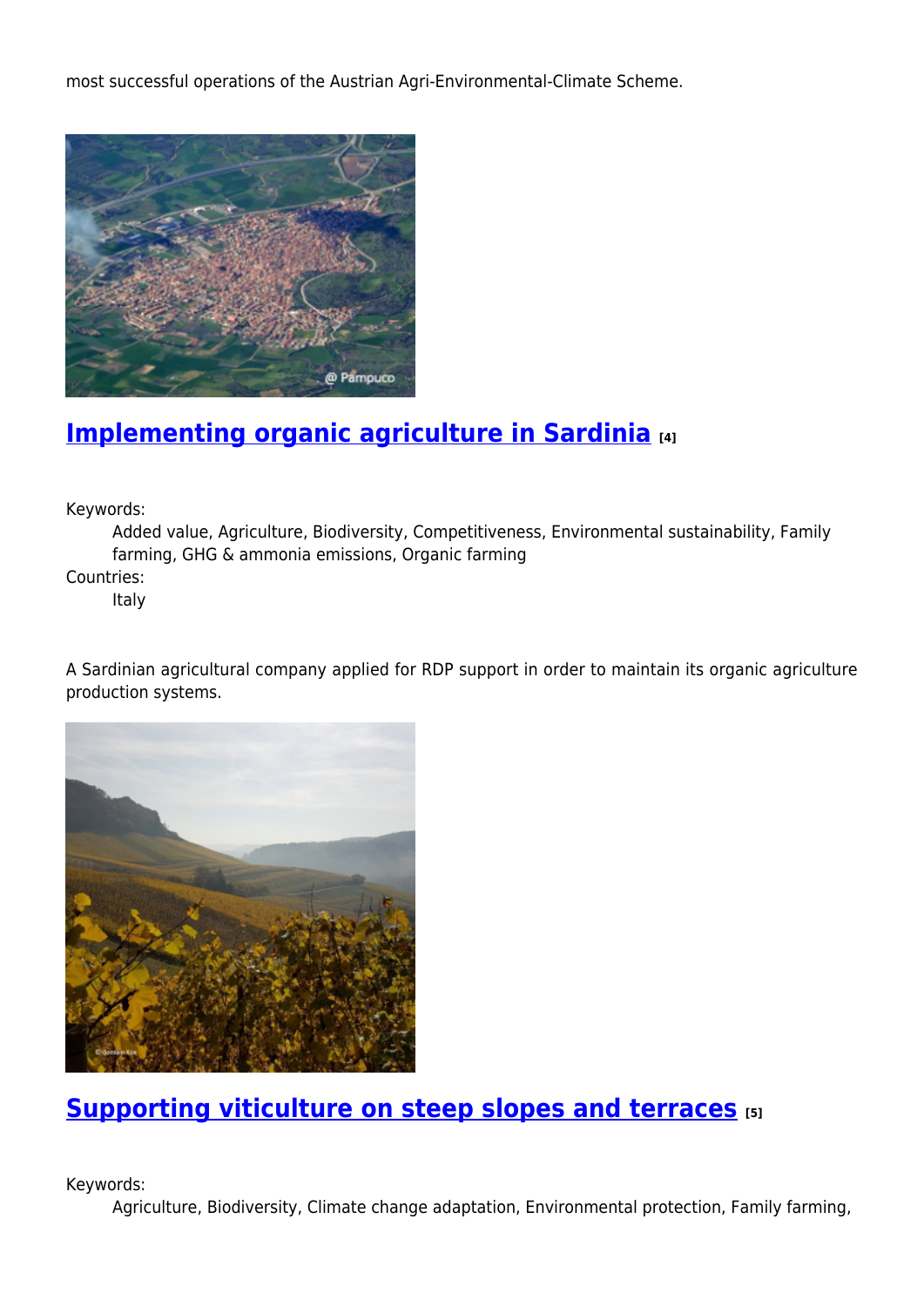most successful operations of the Austrian Agri-Environmental-Climate Scheme.

## Implementing organic agriculture in Sardinia [4]

Keywords:
: Added value, Agriculture, Biodiversity, Competitiveness, Environmental sustainability, Family farming, GHG & ammonia emissions, Organic farming

Countries:
: Italy

A Sardinian agricultural company applied for RDP support in order to maintain its organic agriculture production systems.

## Supporting viticulture on steep slopes and terraces [5]

Keywords:
: Agriculture, Biodiversity, Climate change adaptation, Environmental protection, Family farming,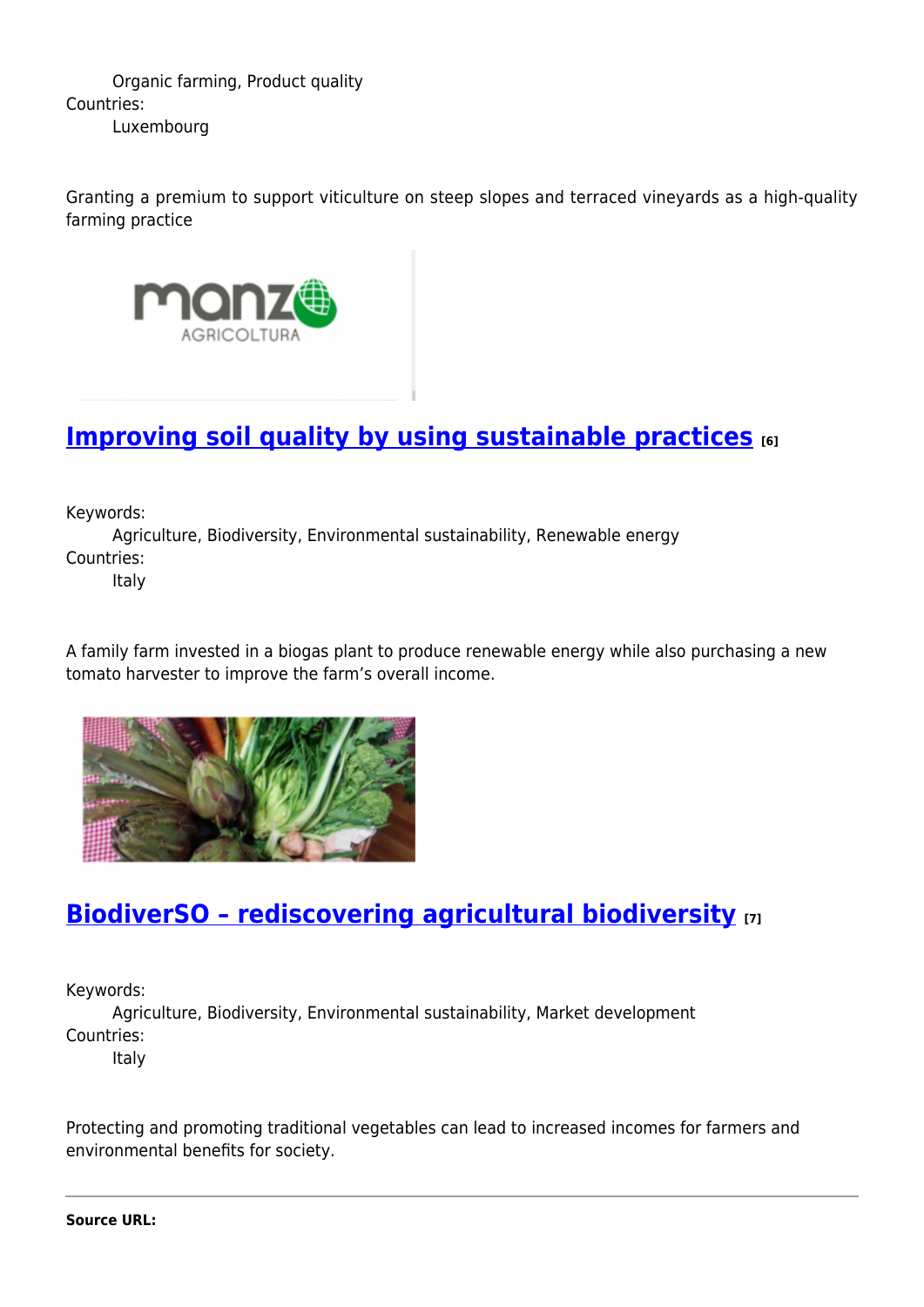Organic farming, Product quality

Countries:

Luxembourg

Granting a premium to support viticulture on steep slopes and terraced vineyards as a high-quality farming practice

## Improving soil quality by using sustainable practices [6]

Keywords:

Agriculture, Biodiversity, Environmental sustainability, Renewable energy

Countries:

Italy

A family farm invested in a biogas plant to produce renewable energy while also purchasing a new tomato harvester to improve the farm's overall income.

## BiodiverSO – rediscovering agricultural biodiversity [7]

Keywords:

Agriculture, Biodiversity, Environmental sustainability, Market development

Countries:

Italy

Protecting and promoting traditional vegetables can lead to increased incomes for farmers and environmental benefits for society.

---

**Source URL:**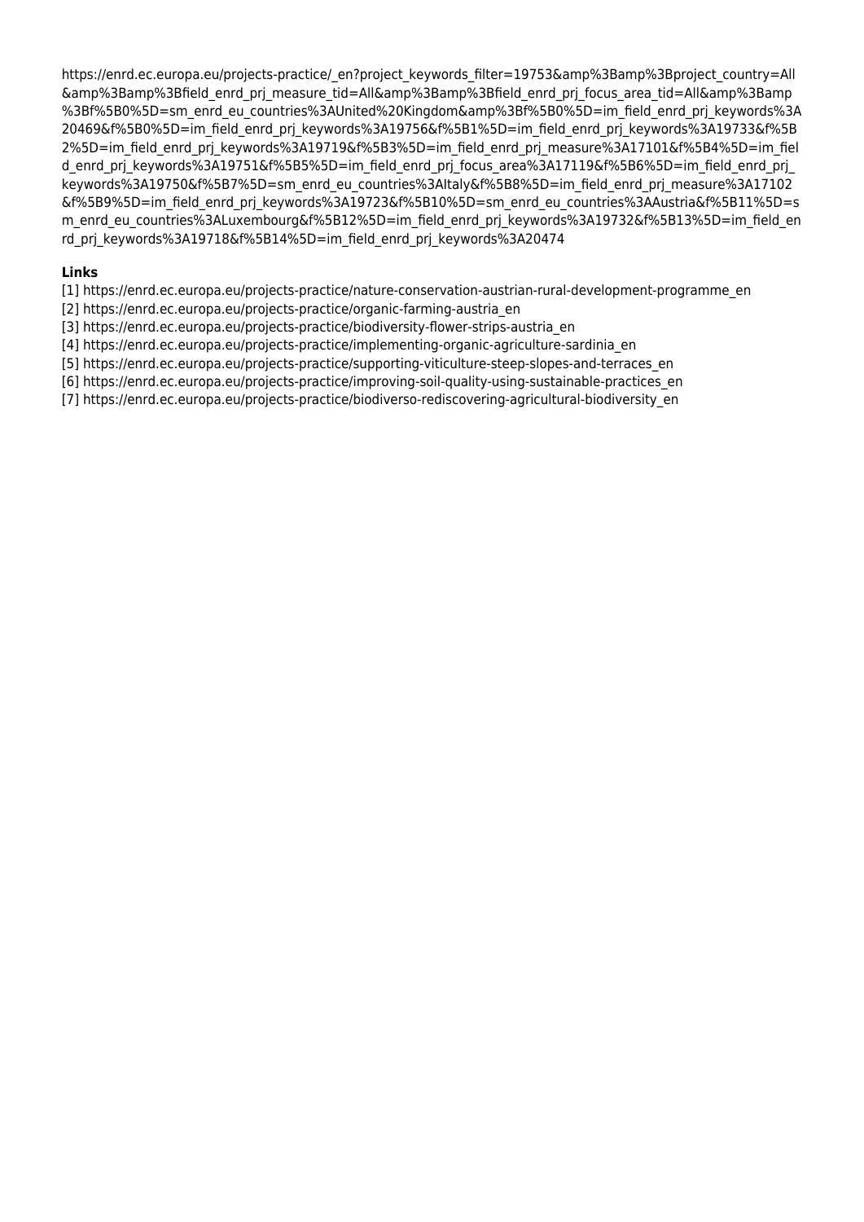https://enrd.ec.europa.eu/projects-practice/_en?project_keywords_filter=19753&amp%3Bamp%3Bproject_country=All&amp%3Bamp%3Bfield_enrd_prj_measure_tid=All&amp%3Bamp%3Bfield_enrd_prj_focus_area_tid=All&amp%3Bamp%3Bf%5B0%5D=sm_enrd_eu_countries%3AUnited%20Kingdom&amp%3Bf%5B0%5D=im_field_enrd_prj_keywords%3A20469&f%5B0%5D=im_field_enrd_prj_keywords%3A19756&f%5B1%5D=im_field_enrd_prj_keywords%3A19733&f%5B2%5D=im_field_enrd_prj_keywords%3A19719&f%5B3%5D=im_field_enrd_prj_measure%3A17101&f%5B4%5D=im_field_enrd_prj_keywords%3A19751&f%5B5%5D=im_field_enrd_prj_focus_area%3A17119&f%5B6%5D=im_field_enrd_prj_keywords%3A19750&f%5B7%5D=sm_enrd_eu_countries%3AItaly&f%5B8%5D=im_field_enrd_prj_measure%3A17102&f%5B9%5D=im_field_enrd_prj_keywords%3A19723&f%5B10%5D=sm_enrd_eu_countries%3AAustria&f%5B11%5D=sm_enrd_eu_countries%3ALuxembourg&f%5B12%5D=im_field_enrd_prj_keywords%3A19732&f%5B13%5D=im_field_enrd_prj_keywords%3A19718&f%5B14%5D=im_field_enrd_prj_keywords%3A20474

**Links**

[1] https://enrd.ec.europa.eu/projects-practice/nature-conservation-austrian-rural-development-programme_en
[2] https://enrd.ec.europa.eu/projects-practice/organic-farming-austria_en
[3] https://enrd.ec.europa.eu/projects-practice/biodiversity-flower-strips-austria_en
[4] https://enrd.ec.europa.eu/projects-practice/implementing-organic-agriculture-sardinia_en
[5] https://enrd.ec.europa.eu/projects-practice/supporting-viticulture-steep-slopes-and-terraces_en
[6] https://enrd.ec.europa.eu/projects-practice/improving-soil-quality-using-sustainable-practices_en
[7] https://enrd.ec.europa.eu/projects-practice/biodiverso-rediscovering-agricultural-biodiversity_en